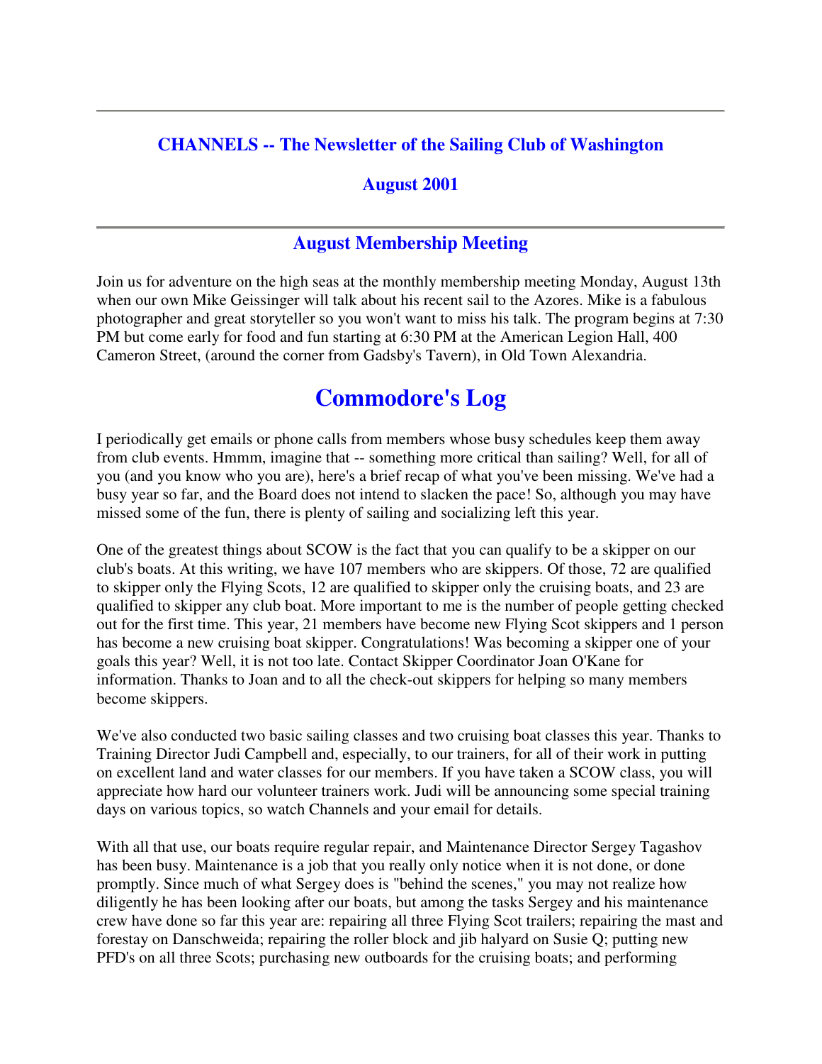---

## CHANNELS -- The Newsletter of the Sailing Club of Washington

## August 2001

---

### August Membership Meeting

Join us for adventure on the high seas at the monthly membership meeting Monday, August 13th when our own Mike Geissinger will talk about his recent sail to the Azores. Mike is a fabulous photographer and great storyteller so you won't want to miss his talk. The program begins at 7:30 PM but come early for food and fun starting at 6:30 PM at the American Legion Hall, 400 Cameron Street, (around the corner from Gadsby's Tavern), in Old Town Alexandria.

# Commodore's Log

I periodically get emails or phone calls from members whose busy schedules keep them away from club events. Hmmm, imagine that -- something more critical than sailing? Well, for all of you (and you know who you are), here's a brief recap of what you've been missing. We've had a busy year so far, and the Board does not intend to slacken the pace! So, although you may have missed some of the fun, there is plenty of sailing and socializing left this year.

One of the greatest things about SCOW is the fact that you can qualify to be a skipper on our club's boats. At this writing, we have 107 members who are skippers. Of those, 72 are qualified to skipper only the Flying Scots, 12 are qualified to skipper only the cruising boats, and 23 are qualified to skipper any club boat. More important to me is the number of people getting checked out for the first time. This year, 21 members have become new Flying Scot skippers and 1 person has become a new cruising boat skipper. Congratulations! Was becoming a skipper one of your goals this year? Well, it is not too late. Contact Skipper Coordinator Joan O'Kane for information. Thanks to Joan and to all the check-out skippers for helping so many members become skippers.

We've also conducted two basic sailing classes and two cruising boat classes this year. Thanks to Training Director Judi Campbell and, especially, to our trainers, for all of their work in putting on excellent land and water classes for our members. If you have taken a SCOW class, you will appreciate how hard our volunteer trainers work. Judi will be announcing some special training days on various topics, so watch Channels and your email for details.

With all that use, our boats require regular repair, and Maintenance Director Sergey Tagashov has been busy. Maintenance is a job that you really only notice when it is not done, or done promptly. Since much of what Sergey does is "behind the scenes," you may not realize how diligently he has been looking after our boats, but among the tasks Sergey and his maintenance crew have done so far this year are: repairing all three Flying Scot trailers; repairing the mast and forestay on Danschweida; repairing the roller block and jib halyard on Susie Q; putting new PFD's on all three Scots; purchasing new outboards for the cruising boats; and performing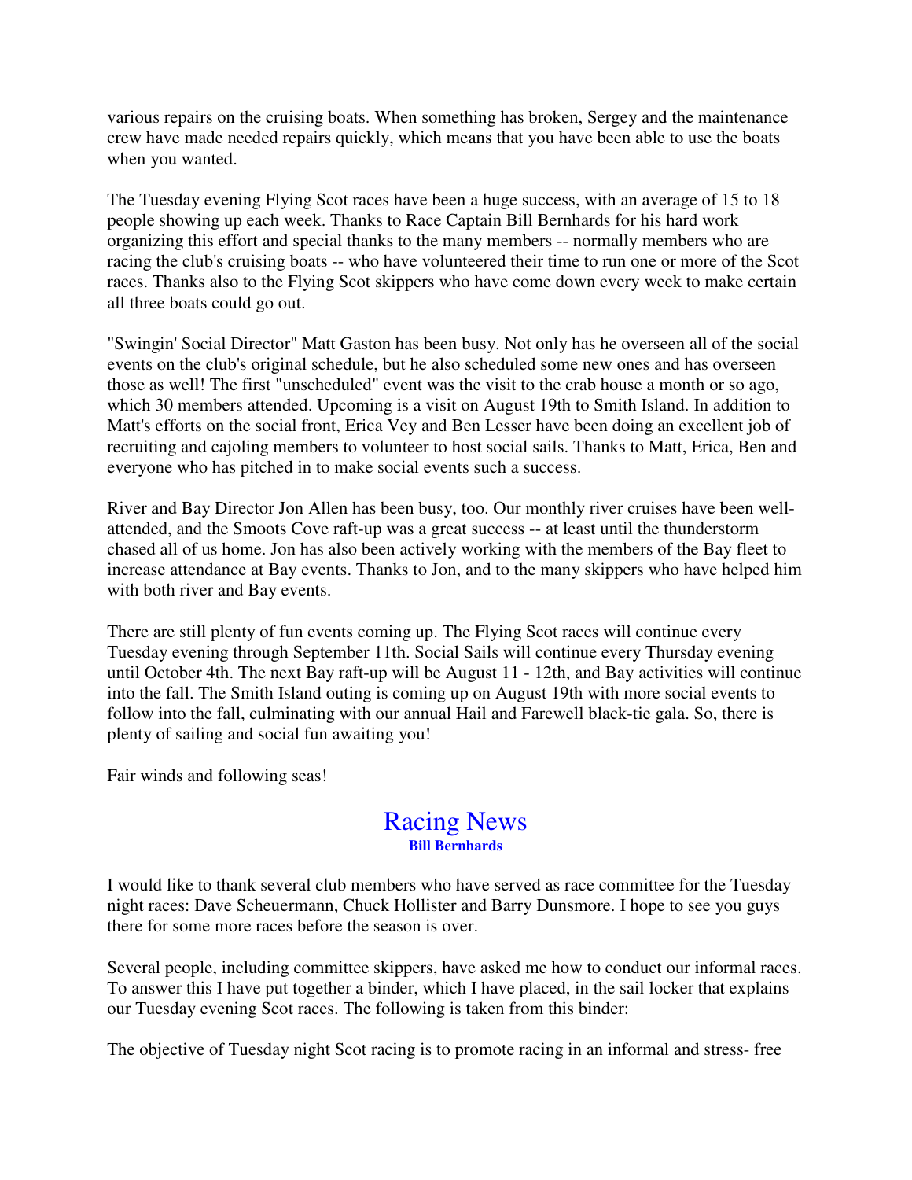various repairs on the cruising boats. When something has broken, Sergey and the maintenance crew have made needed repairs quickly, which means that you have been able to use the boats when you wanted.

The Tuesday evening Flying Scot races have been a huge success, with an average of 15 to 18 people showing up each week. Thanks to Race Captain Bill Bernhards for his hard work organizing this effort and special thanks to the many members -- normally members who are racing the club's cruising boats -- who have volunteered their time to run one or more of the Scot races. Thanks also to the Flying Scot skippers who have come down every week to make certain all three boats could go out.

"Swingin' Social Director" Matt Gaston has been busy. Not only has he overseen all of the social events on the club's original schedule, but he also scheduled some new ones and has overseen those as well! The first "unscheduled" event was the visit to the crab house a month or so ago, which 30 members attended. Upcoming is a visit on August 19th to Smith Island. In addition to Matt's efforts on the social front, Erica Vey and Ben Lesser have been doing an excellent job of recruiting and cajoling members to volunteer to host social sails. Thanks to Matt, Erica, Ben and everyone who has pitched in to make social events such a success.

River and Bay Director Jon Allen has been busy, too. Our monthly river cruises have been well-attended, and the Smoots Cove raft-up was a great success -- at least until the thunderstorm chased all of us home. Jon has also been actively working with the members of the Bay fleet to increase attendance at Bay events. Thanks to Jon, and to the many skippers who have helped him with both river and Bay events.

There are still plenty of fun events coming up. The Flying Scot races will continue every Tuesday evening through September 11th. Social Sails will continue every Thursday evening until October 4th. The next Bay raft-up will be August 11 - 12th, and Bay activities will continue into the fall. The Smith Island outing is coming up on August 19th with more social events to follow into the fall, culminating with our annual Hail and Farewell black-tie gala. So, there is plenty of sailing and social fun awaiting you!

Fair winds and following seas!

## Racing News

**Bill Bernhards**

I would like to thank several club members who have served as race committee for the Tuesday night races: Dave Scheuermann, Chuck Hollister and Barry Dunsmore. I hope to see you guys there for some more races before the season is over.

Several people, including committee skippers, have asked me how to conduct our informal races. To answer this I have put together a binder, which I have placed, in the sail locker that explains our Tuesday evening Scot races. The following is taken from this binder:

The objective of Tuesday night Scot racing is to promote racing in an informal and stress- free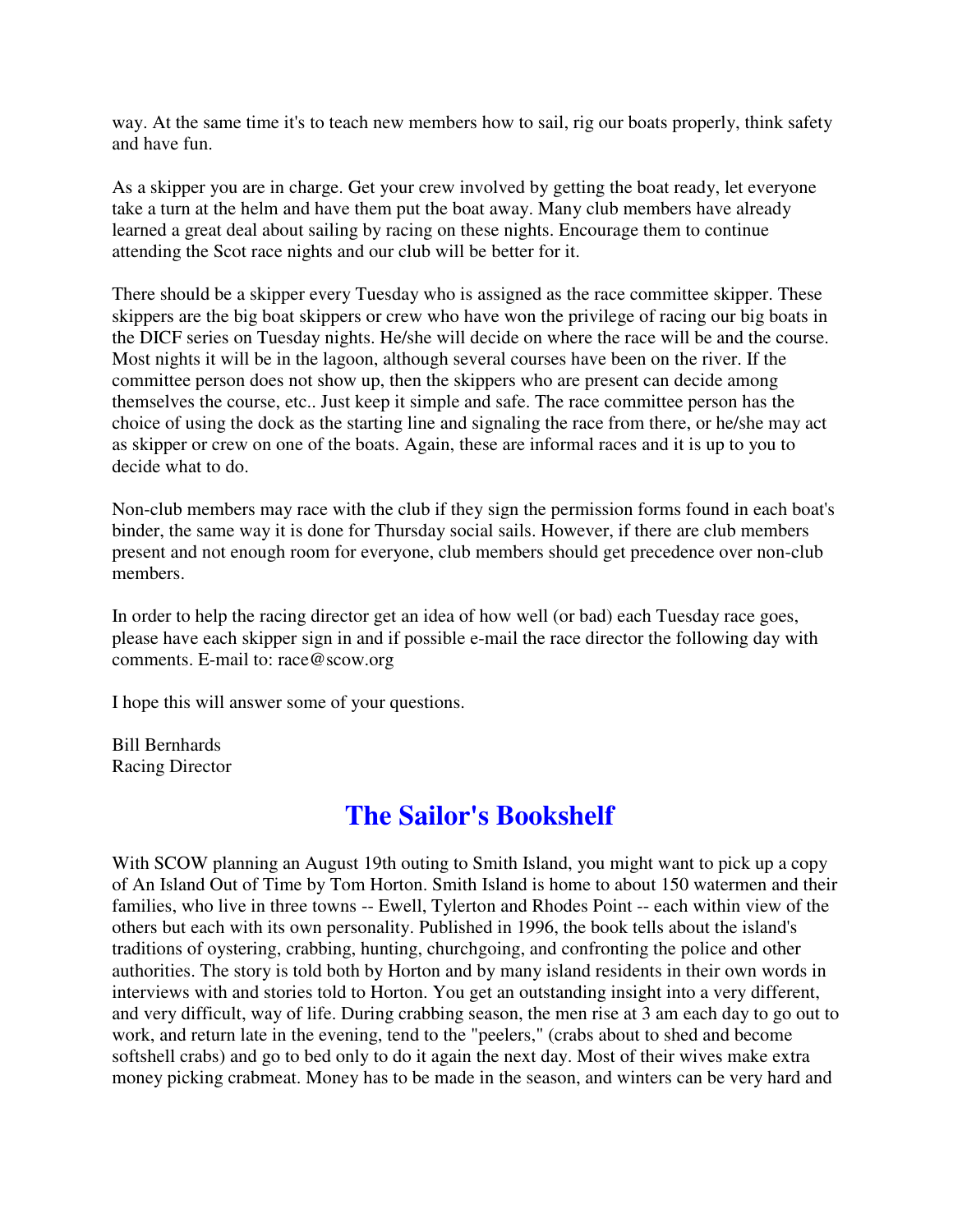way. At the same time it's to teach new members how to sail, rig our boats properly, think safety and have fun.

As a skipper you are in charge. Get your crew involved by getting the boat ready, let everyone take a turn at the helm and have them put the boat away. Many club members have already learned a great deal about sailing by racing on these nights. Encourage them to continue attending the Scot race nights and our club will be better for it.

There should be a skipper every Tuesday who is assigned as the race committee skipper. These skippers are the big boat skippers or crew who have won the privilege of racing our big boats in the DICF series on Tuesday nights. He/she will decide on where the race will be and the course. Most nights it will be in the lagoon, although several courses have been on the river. If the committee person does not show up, then the skippers who are present can decide among themselves the course, etc.. Just keep it simple and safe. The race committee person has the choice of using the dock as the starting line and signaling the race from there, or he/she may act as skipper or crew on one of the boats. Again, these are informal races and it is up to you to decide what to do.

Non-club members may race with the club if they sign the permission forms found in each boat's binder, the same way it is done for Thursday social sails. However, if there are club members present and not enough room for everyone, club members should get precedence over non-club members.

In order to help the racing director get an idea of how well (or bad) each Tuesday race goes, please have each skipper sign in and if possible e-mail the race director the following day with comments. E-mail to: race@scow.org

I hope this will answer some of your questions.

Bill Bernhards
Racing Director

## The Sailor's Bookshelf

With SCOW planning an August 19th outing to Smith Island, you might want to pick up a copy of An Island Out of Time by Tom Horton. Smith Island is home to about 150 watermen and their families, who live in three towns -- Ewell, Tylerton and Rhodes Point -- each within view of the others but each with its own personality. Published in 1996, the book tells about the island's traditions of oystering, crabbing, hunting, churchgoing, and confronting the police and other authorities. The story is told both by Horton and by many island residents in their own words in interviews with and stories told to Horton. You get an outstanding insight into a very different, and very difficult, way of life. During crabbing season, the men rise at 3 am each day to go out to work, and return late in the evening, tend to the "peelers," (crabs about to shed and become softshell crabs) and go to bed only to do it again the next day. Most of their wives make extra money picking crabmeat. Money has to be made in the season, and winters can be very hard and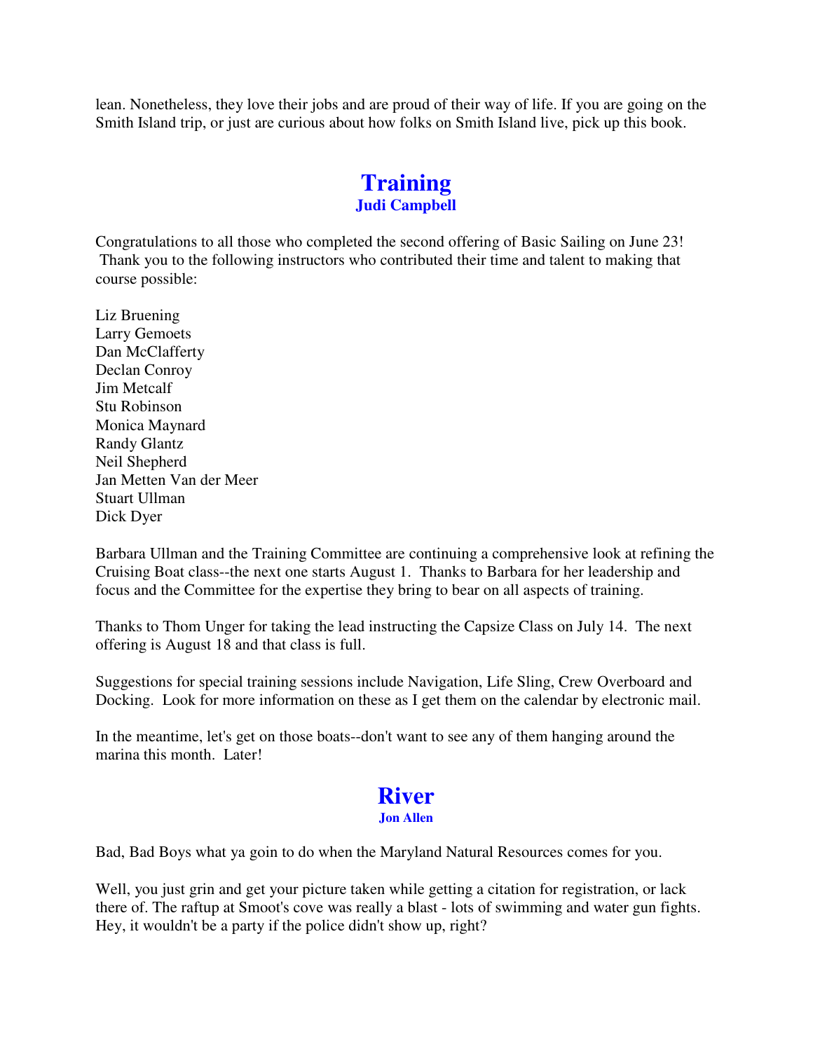lean. Nonetheless, they love their jobs and are proud of their way of life. If you are going on the Smith Island trip, or just are curious about how folks on Smith Island live, pick up this book.

## Training

**Judi Campbell**

Congratulations to all those who completed the second offering of Basic Sailing on June 23! Thank you to the following instructors who contributed their time and talent to making that course possible:

Liz Bruening
Larry Gemoets
Dan McClafferty
Declan Conroy
Jim Metcalf
Stu Robinson
Monica Maynard
Randy Glantz
Neil Shepherd
Jan Metten Van der Meer
Stuart Ullman
Dick Dyer

Barbara Ullman and the Training Committee are continuing a comprehensive look at refining the Cruising Boat class--the next one starts August 1. Thanks to Barbara for her leadership and focus and the Committee for the expertise they bring to bear on all aspects of training.

Thanks to Thom Unger for taking the lead instructing the Capsize Class on July 14. The next offering is August 18 and that class is full.

Suggestions for special training sessions include Navigation, Life Sling, Crew Overboard and Docking. Look for more information on these as I get them on the calendar by electronic mail.

In the meantime, let's get on those boats--don't want to see any of them hanging around the marina this month. Later!

## River

**Jon Allen**

Bad, Bad Boys what ya goin to do when the Maryland Natural Resources comes for you.

Well, you just grin and get your picture taken while getting a citation for registration, or lack there of. The raftup at Smoot's cove was really a blast - lots of swimming and water gun fights. Hey, it wouldn't be a party if the police didn't show up, right?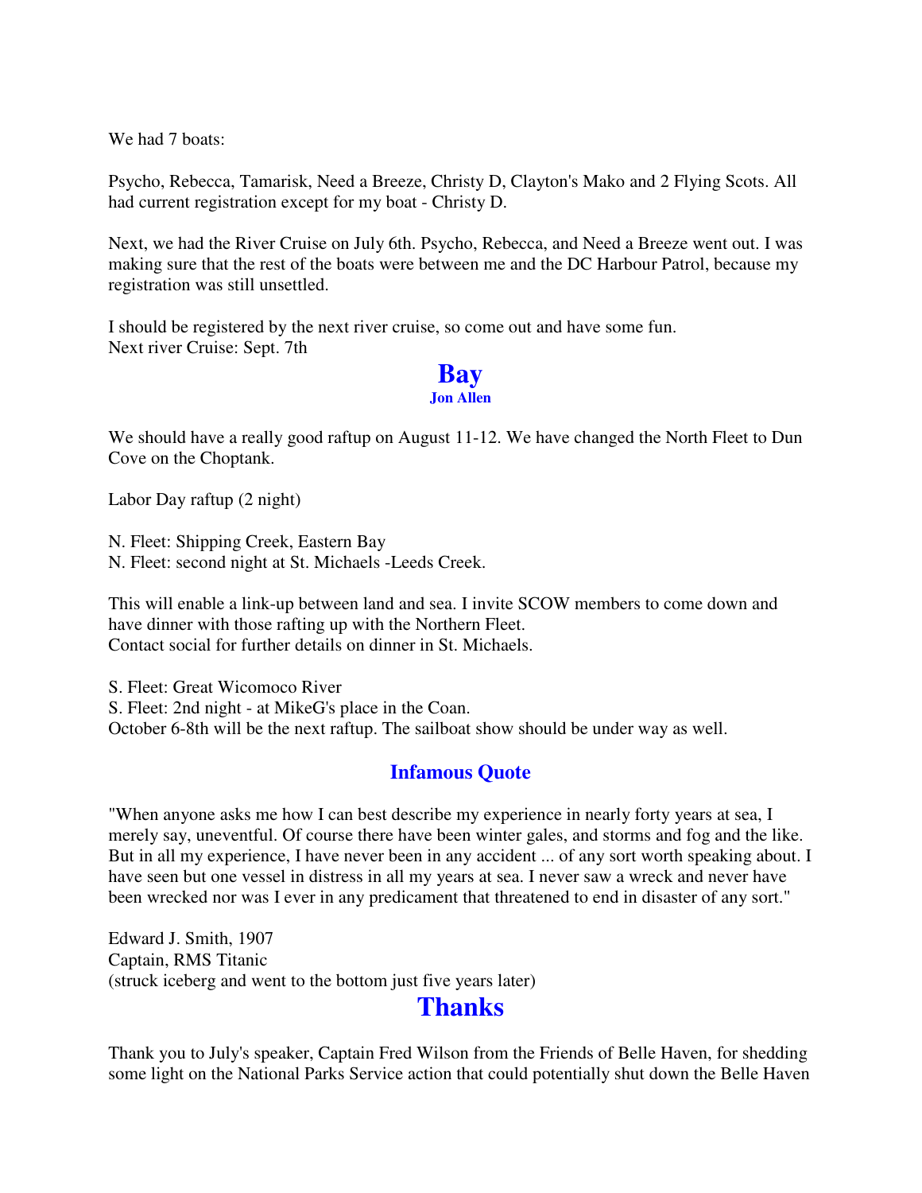We had 7 boats:

Psycho, Rebecca, Tamarisk, Need a Breeze, Christy D, Clayton's Mako and 2 Flying Scots. All had current registration except for my boat - Christy D.

Next, we had the River Cruise on July 6th. Psycho, Rebecca, and Need a Breeze went out. I was making sure that the rest of the boats were between me and the DC Harbour Patrol, because my registration was still unsettled.

I should be registered by the next river cruise, so come out and have some fun.
Next river Cruise: Sept. 7th

## Bay

**Jon Allen**

We should have a really good raftup on August 11-12. We have changed the North Fleet to Dun Cove on the Choptank.

Labor Day raftup (2 night)

N. Fleet: Shipping Creek, Eastern Bay
N. Fleet: second night at St. Michaels -Leeds Creek.

This will enable a link-up between land and sea. I invite SCOW members to come down and have dinner with those rafting up with the Northern Fleet.
Contact social for further details on dinner in St. Michaels.

S. Fleet: Great Wicomoco River
S. Fleet: 2nd night - at MikeG's place in the Coan.
October 6-8th will be the next raftup. The sailboat show should be under way as well.

### Infamous Quote

"When anyone asks me how I can best describe my experience in nearly forty years at sea, I merely say, uneventful. Of course there have been winter gales, and storms and fog and the like. But in all my experience, I have never been in any accident ... of any sort worth speaking about. I have seen but one vessel in distress in all my years at sea. I never saw a wreck and never have been wrecked nor was I ever in any predicament that threatened to end in disaster of any sort."

Edward J. Smith, 1907
Captain, RMS Titanic
(struck iceberg and went to the bottom just five years later)

## Thanks

Thank you to July's speaker, Captain Fred Wilson from the Friends of Belle Haven, for shedding some light on the National Parks Service action that could potentially shut down the Belle Haven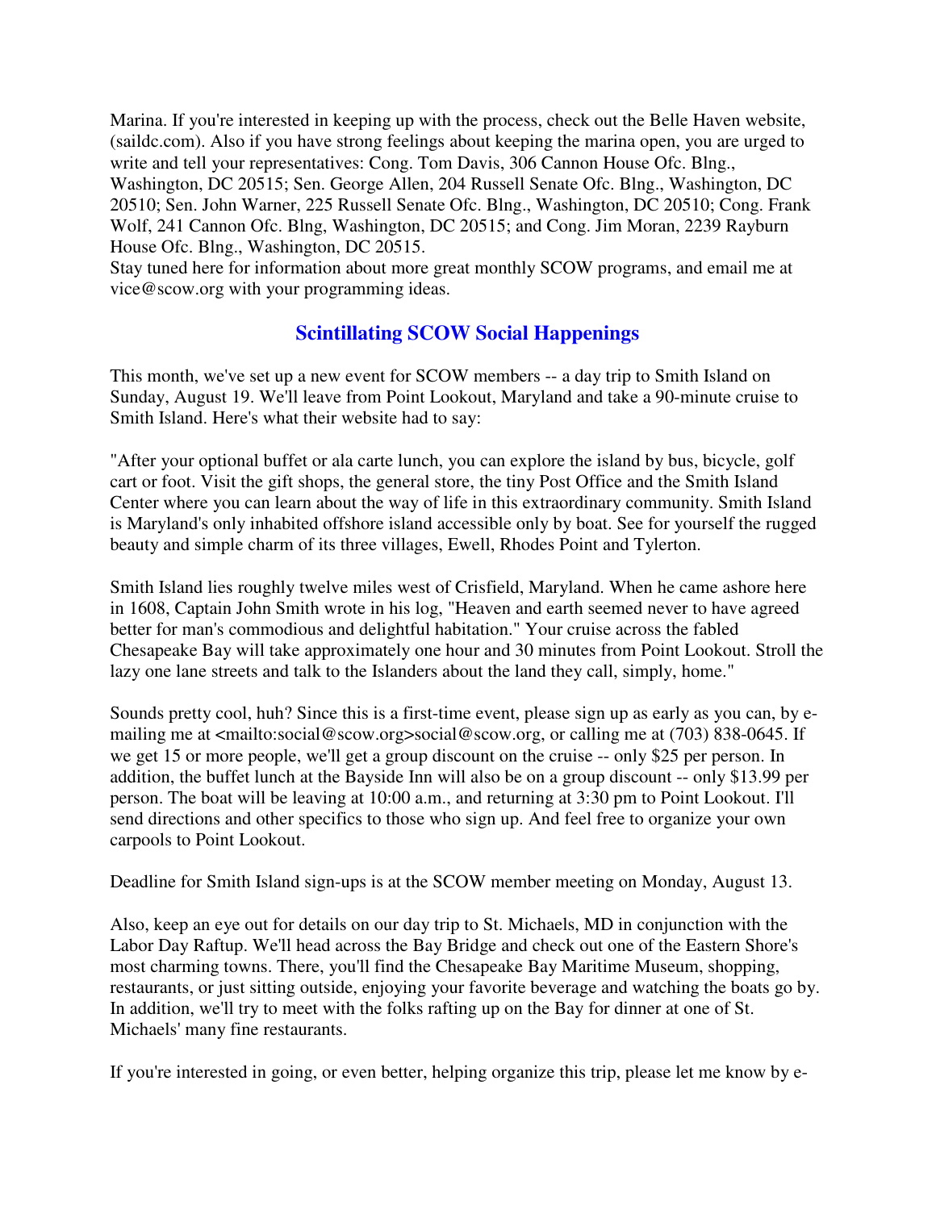Marina. If you're interested in keeping up with the process, check out the Belle Haven website, (saildc.com). Also if you have strong feelings about keeping the marina open, you are urged to write and tell your representatives: Cong. Tom Davis, 306 Cannon House Ofc. Blng., Washington, DC 20515; Sen. George Allen, 204 Russell Senate Ofc. Blng., Washington, DC 20510; Sen. John Warner, 225 Russell Senate Ofc. Blng., Washington, DC 20510; Cong. Frank Wolf, 241 Cannon Ofc. Blng, Washington, DC 20515; and Cong. Jim Moran, 2239 Rayburn House Ofc. Blng., Washington, DC 20515.
Stay tuned here for information about more great monthly SCOW programs, and email me at vice@scow.org with your programming ideas.

## Scintillating SCOW Social Happenings

This month, we've set up a new event for SCOW members -- a day trip to Smith Island on Sunday, August 19. We'll leave from Point Lookout, Maryland and take a 90-minute cruise to Smith Island. Here's what their website had to say:

"After your optional buffet or ala carte lunch, you can explore the island by bus, bicycle, golf cart or foot. Visit the gift shops, the general store, the tiny Post Office and the Smith Island Center where you can learn about the way of life in this extraordinary community. Smith Island is Maryland's only inhabited offshore island accessible only by boat. See for yourself the rugged beauty and simple charm of its three villages, Ewell, Rhodes Point and Tylerton.

Smith Island lies roughly twelve miles west of Crisfield, Maryland. When he came ashore here in 1608, Captain John Smith wrote in his log, "Heaven and earth seemed never to have agreed better for man's commodious and delightful habitation." Your cruise across the fabled Chesapeake Bay will take approximately one hour and 30 minutes from Point Lookout. Stroll the lazy one lane streets and talk to the Islanders about the land they call, simply, home."

Sounds pretty cool, huh? Since this is a first-time event, please sign up as early as you can, by e-mailing me at <mailto:social@scow.org>social@scow.org, or calling me at (703) 838-0645. If we get 15 or more people, we'll get a group discount on the cruise -- only $25 per person. In addition, the buffet lunch at the Bayside Inn will also be on a group discount -- only $13.99 per person. The boat will be leaving at 10:00 a.m., and returning at 3:30 pm to Point Lookout. I'll send directions and other specifics to those who sign up. And feel free to organize your own carpools to Point Lookout.

Deadline for Smith Island sign-ups is at the SCOW member meeting on Monday, August 13.

Also, keep an eye out for details on our day trip to St. Michaels, MD in conjunction with the Labor Day Raftup. We'll head across the Bay Bridge and check out one of the Eastern Shore's most charming towns. There, you'll find the Chesapeake Bay Maritime Museum, shopping, restaurants, or just sitting outside, enjoying your favorite beverage and watching the boats go by. In addition, we'll try to meet with the folks rafting up on the Bay for dinner at one of St. Michaels' many fine restaurants.

If you're interested in going, or even better, helping organize this trip, please let me know by e-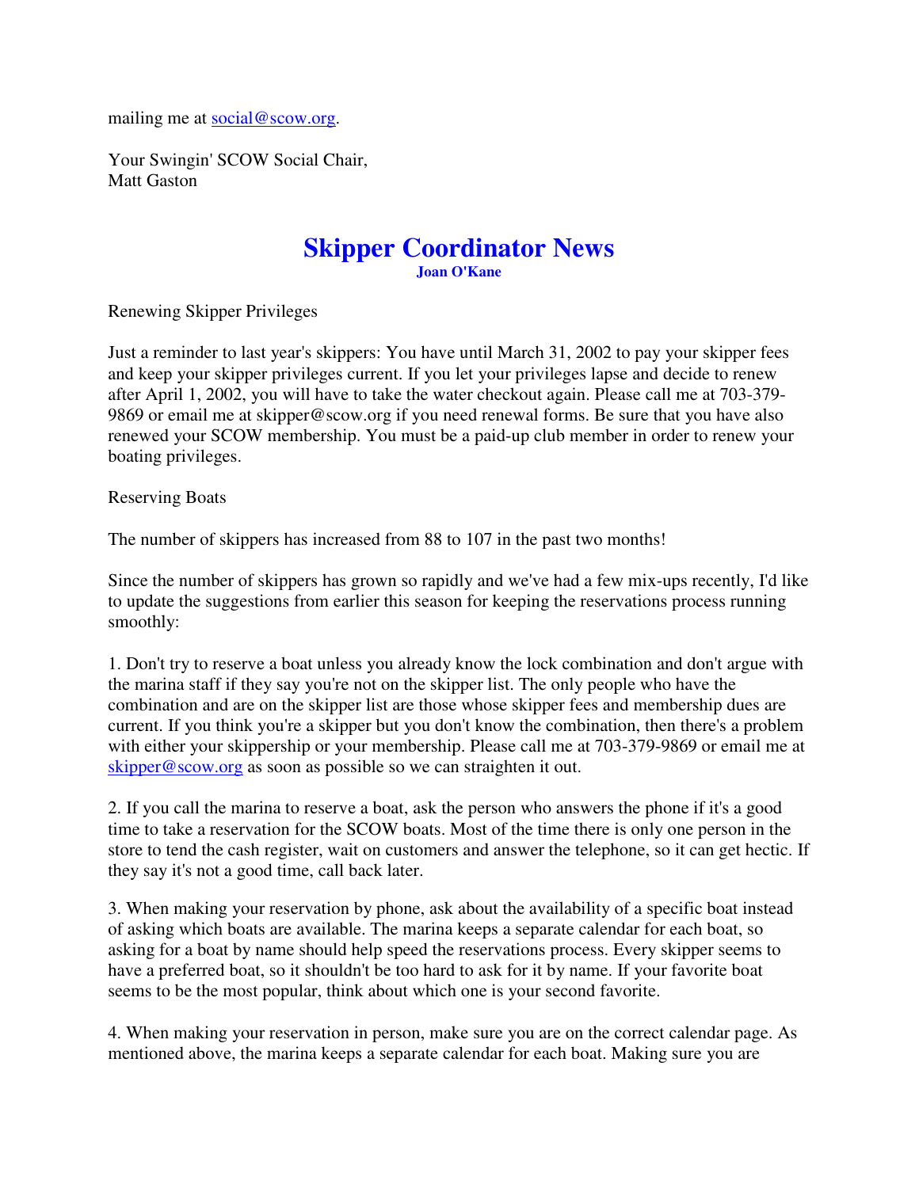mailing me at social@scow.org.

Your Swingin' SCOW Social Chair,
Matt Gaston

# Skipper Coordinator News

**Joan O'Kane**

Renewing Skipper Privileges

Just a reminder to last year's skippers: You have until March 31, 2002 to pay your skipper fees and keep your skipper privileges current. If you let your privileges lapse and decide to renew after April 1, 2002, you will have to take the water checkout again. Please call me at 703-379-9869 or email me at skipper@scow.org if you need renewal forms. Be sure that you have also renewed your SCOW membership. You must be a paid-up club member in order to renew your boating privileges.

Reserving Boats

The number of skippers has increased from 88 to 107 in the past two months!

Since the number of skippers has grown so rapidly and we've had a few mix-ups recently, I'd like to update the suggestions from earlier this season for keeping the reservations process running smoothly:

1. Don't try to reserve a boat unless you already know the lock combination and don't argue with the marina staff if they say you're not on the skipper list. The only people who have the combination and are on the skipper list are those whose skipper fees and membership dues are current. If you think you're a skipper but you don't know the combination, then there's a problem with either your skippership or your membership. Please call me at 703-379-9869 or email me at skipper@scow.org as soon as possible so we can straighten it out.

2. If you call the marina to reserve a boat, ask the person who answers the phone if it's a good time to take a reservation for the SCOW boats. Most of the time there is only one person in the store to tend the cash register, wait on customers and answer the telephone, so it can get hectic. If they say it's not a good time, call back later.

3. When making your reservation by phone, ask about the availability of a specific boat instead of asking which boats are available. The marina keeps a separate calendar for each boat, so asking for a boat by name should help speed the reservations process. Every skipper seems to have a preferred boat, so it shouldn't be too hard to ask for it by name. If your favorite boat seems to be the most popular, think about which one is your second favorite.

4. When making your reservation in person, make sure you are on the correct calendar page. As mentioned above, the marina keeps a separate calendar for each boat. Making sure you are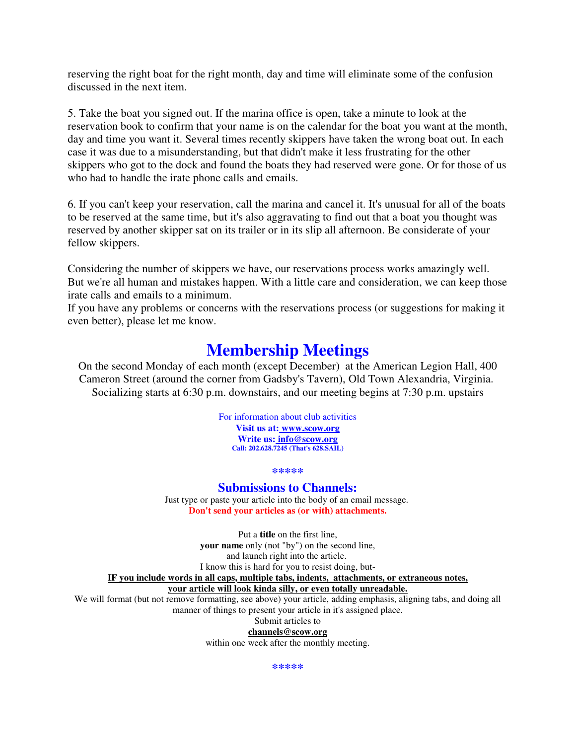reserving the right boat for the right month, day and time will eliminate some of the confusion discussed in the next item.

5. Take the boat you signed out. If the marina office is open, take a minute to look at the reservation book to confirm that your name is on the calendar for the boat you want at the month, day and time you want it. Several times recently skippers have taken the wrong boat out. In each case it was due to a misunderstanding, but that didn't make it less frustrating for the other skippers who got to the dock and found the boats they had reserved were gone. Or for those of us who had to handle the irate phone calls and emails.

6. If you can't keep your reservation, call the marina and cancel it. It's unusual for all of the boats to be reserved at the same time, but it's also aggravating to find out that a boat you thought was reserved by another skipper sat on its trailer or in its slip all afternoon. Be considerate of your fellow skippers.

Considering the number of skippers we have, our reservations process works amazingly well. But we're all human and mistakes happen. With a little care and consideration, we can keep those irate calls and emails to a minimum.
If you have any problems or concerns with the reservations process (or suggestions for making it even better), please let me know.

# Membership Meetings

On the second Monday of each month (except December) at the American Legion Hall, 400 Cameron Street (around the corner from Gadsby's Tavern), Old Town Alexandria, Virginia. Socializing starts at 6:30 p.m. downstairs, and our meeting begins at 7:30 p.m. upstairs

For information about club activities
**Visit us at: www.scow.org**
**Write us: info@scow.org**
**Call: 202.628.7245 (That's 628.SAIL)**

**\*\*\*\*\***

## Submissions to Channels:

Just type or paste your article into the body of an email message.
**Don't send your articles as (or with) attachments.**

Put a **title** on the first line,
**your name** only (not "by") on the second line,
and launch right into the article.
I know this is hard for you to resist doing, but-
**IF you include words in all caps, multiple tabs, indents, attachments, or extraneous notes, your article will look kinda silly, or even totally unreadable.**
We will format (but not remove formatting, see above) your article, adding emphasis, aligning tabs, and doing all manner of things to present your article in it's assigned place.
Submit articles to
**channels@scow.org**
within one week after the monthly meeting.

**\*\*\*\*\***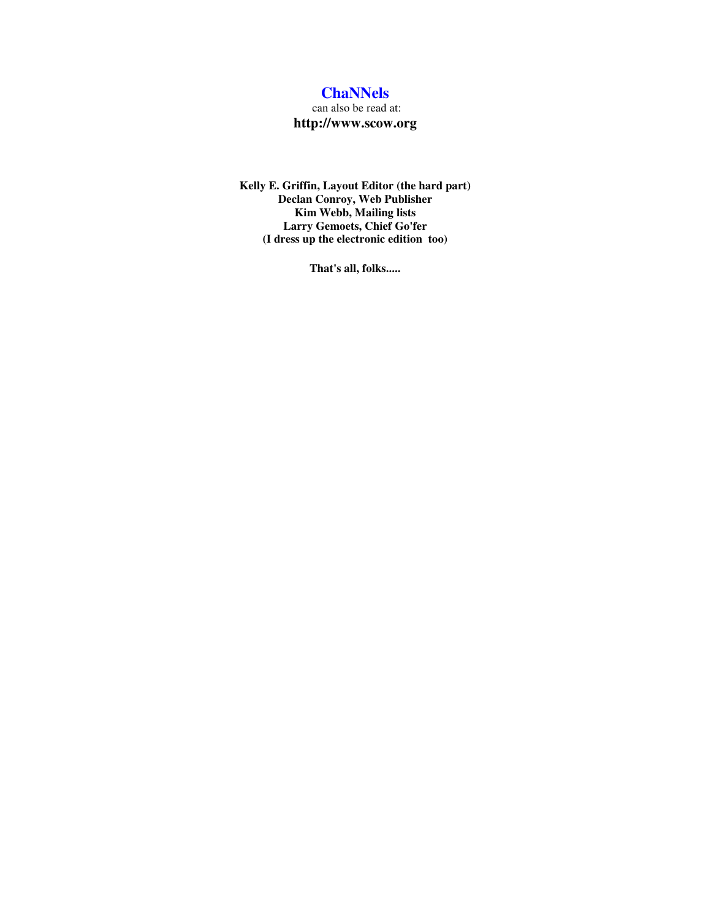**ChaNNels**
can also be read at:
**http://www.scow.org**

**Kelly E. Griffin, Layout Editor (the hard part)**
**Declan Conroy, Web Publisher**
**Kim Webb, Mailing lists**
**Larry Gemoets, Chief Go'fer**
**(I dress up the electronic edition too)**

**That's all, folks.....**